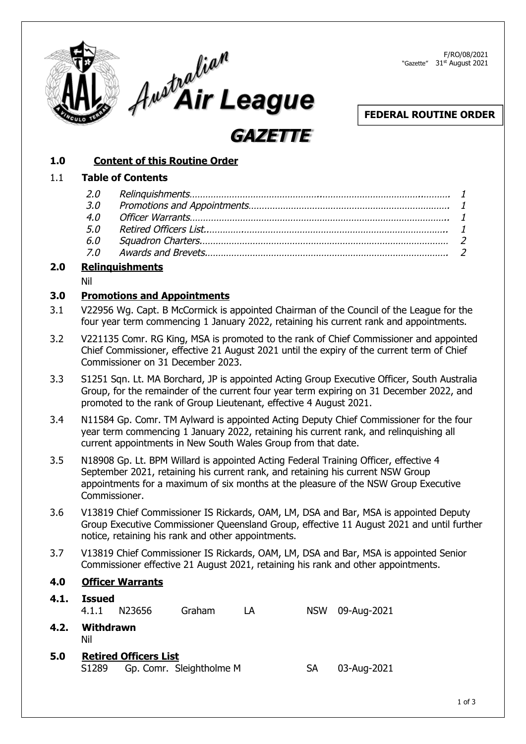Australian Air League

# GAZETTE

F/RO/08/2021
"Gazette" 31st August 2021

**FEDERAL ROUTINE ORDER**

## 1.0 Content of this Routine Order

### 1.1 Table of Contents

| | | |
|---|---|---|
| *2.0* | *Relinquishments* | *1* |
| *3.0* | *Promotions and Appointments* | *1* |
| *4.0* | *Officer Warrants* | *1* |
| *5.0* | *Retired Officers List* | *1* |
| *6.0* | *Squadron Charters* | *2* |
| *7.0* | *Awards and Brevets* | *2* |

## 2.0 Relinquishments

Nil

## 3.0 Promotions and Appointments

3.1 V22956 Wg. Capt. B McCormick is appointed Chairman of the Council of the League for the four year term commencing 1 January 2022, retaining his current rank and appointments.

3.2 V221135 Comr. RG King, MSA is promoted to the rank of Chief Commissioner and appointed Chief Commissioner, effective 21 August 2021 until the expiry of the current term of Chief Commissioner on 31 December 2023.

3.3 S1251 Sqn. Lt. MA Borchard, JP is appointed Acting Group Executive Officer, South Australia Group, for the remainder of the current four year term expiring on 31 December 2022, and promoted to the rank of Group Lieutenant, effective 4 August 2021.

3.4 N11584 Gp. Comr. TM Aylward is appointed Acting Deputy Chief Commissioner for the four year term commencing 1 January 2022, retaining his current rank, and relinquishing all current appointments in New South Wales Group from that date.

3.5 N18908 Gp. Lt. BPM Willard is appointed Acting Federal Training Officer, effective 4 September 2021, retaining his current rank, and retaining his current NSW Group appointments for a maximum of six months at the pleasure of the NSW Group Executive Commissioner.

3.6 V13819 Chief Commissioner IS Rickards, OAM, LM, DSA and Bar, MSA is appointed Deputy Group Executive Commissioner Queensland Group, effective 11 August 2021 and until further notice, retaining his rank and other appointments.

3.7 V13819 Chief Commissioner IS Rickards, OAM, LM, DSA and Bar, MSA is appointed Senior Commissioner effective 21 August 2021, retaining his rank and other appointments.

## 4.0 Officer Warrants

### 4.1. Issued

| | | | | | |
|---|---|---|---|---|---|
| 4.1.1 | N23656 | Graham | LA | NSW | 09-Aug-2021 |

### 4.2. Withdrawn

Nil

## 5.0 Retired Officers List

| | | | | |
|---|---|---|---|---|
| S1289 | Gp. Comr. | Sleightholme M | SA | 03-Aug-2021 |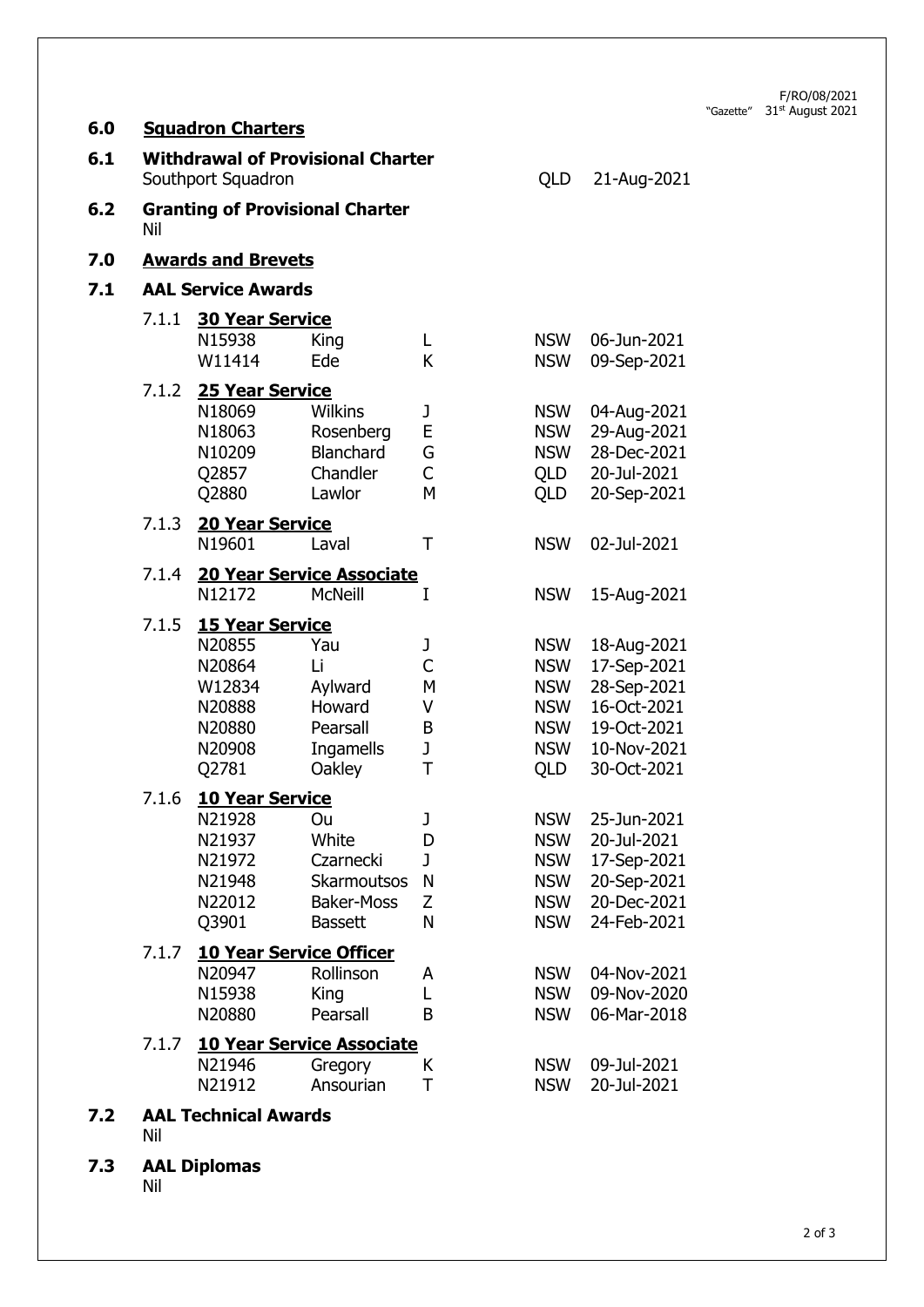F/RO/08/2021
"Gazette" 31st August 2021

## 6.0 Squadron Charters

### 6.1 Withdrawal of Provisional Charter

Southport Squadron QLD 21-Aug-2021

### 6.2 Granting of Provisional Charter

Nil

## 7.0 Awards and Brevets

### 7.1 AAL Service Awards

#### 7.1.1 30 Year Service

| | | | | |
|---|---|---|---|---|
| N15938 | King | L | NSW | 06-Jun-2021 |
| W11414 | Ede | K | NSW | 09-Sep-2021 |

#### 7.1.2 25 Year Service

| | | | | |
|---|---|---|---|---|
| N18069 | Wilkins | J | NSW | 04-Aug-2021 |
| N18063 | Rosenberg | E | NSW | 29-Aug-2021 |
| N10209 | Blanchard | G | NSW | 28-Dec-2021 |
| Q2857 | Chandler | C | QLD | 20-Jul-2021 |
| Q2880 | Lawlor | M | QLD | 20-Sep-2021 |

#### 7.1.3 20 Year Service

| | | | | |
|---|---|---|---|---|
| N19601 | Laval | T | NSW | 02-Jul-2021 |

#### 7.1.4 20 Year Service Associate

| | | | | |
|---|---|---|---|---|
| N12172 | McNeill | I | NSW | 15-Aug-2021 |

#### 7.1.5 15 Year Service

| | | | | |
|---|---|---|---|---|
| N20855 | Yau | J | NSW | 18-Aug-2021 |
| N20864 | Li | C | NSW | 17-Sep-2021 |
| W12834 | Aylward | M | NSW | 28-Sep-2021 |
| N20888 | Howard | V | NSW | 16-Oct-2021 |
| N20880 | Pearsall | B | NSW | 19-Oct-2021 |
| N20908 | Ingamells | J | NSW | 10-Nov-2021 |
| Q2781 | Oakley | T | QLD | 30-Oct-2021 |

#### 7.1.6 10 Year Service

| | | | | |
|---|---|---|---|---|
| N21928 | Ou | J | NSW | 25-Jun-2021 |
| N21937 | White | D | NSW | 20-Jul-2021 |
| N21972 | Czarnecki | J | NSW | 17-Sep-2021 |
| N21948 | Skarmoutsos | N | NSW | 20-Sep-2021 |
| N22012 | Baker-Moss | Z | NSW | 20-Dec-2021 |
| Q3901 | Bassett | N | NSW | 24-Feb-2021 |

#### 7.1.7 10 Year Service Officer

| | | | | |
|---|---|---|---|---|
| N20947 | Rollinson | A | NSW | 04-Nov-2021 |
| N15938 | King | L | NSW | 09-Nov-2020 |
| N20880 | Pearsall | B | NSW | 06-Mar-2018 |

#### 7.1.7 10 Year Service Associate

| | | | | |
|---|---|---|---|---|
| N21946 | Gregory | K | NSW | 09-Jul-2021 |
| N21912 | Ansourian | T | NSW | 20-Jul-2021 |

### 7.2 AAL Technical Awards

Nil

### 7.3 AAL Diplomas

Nil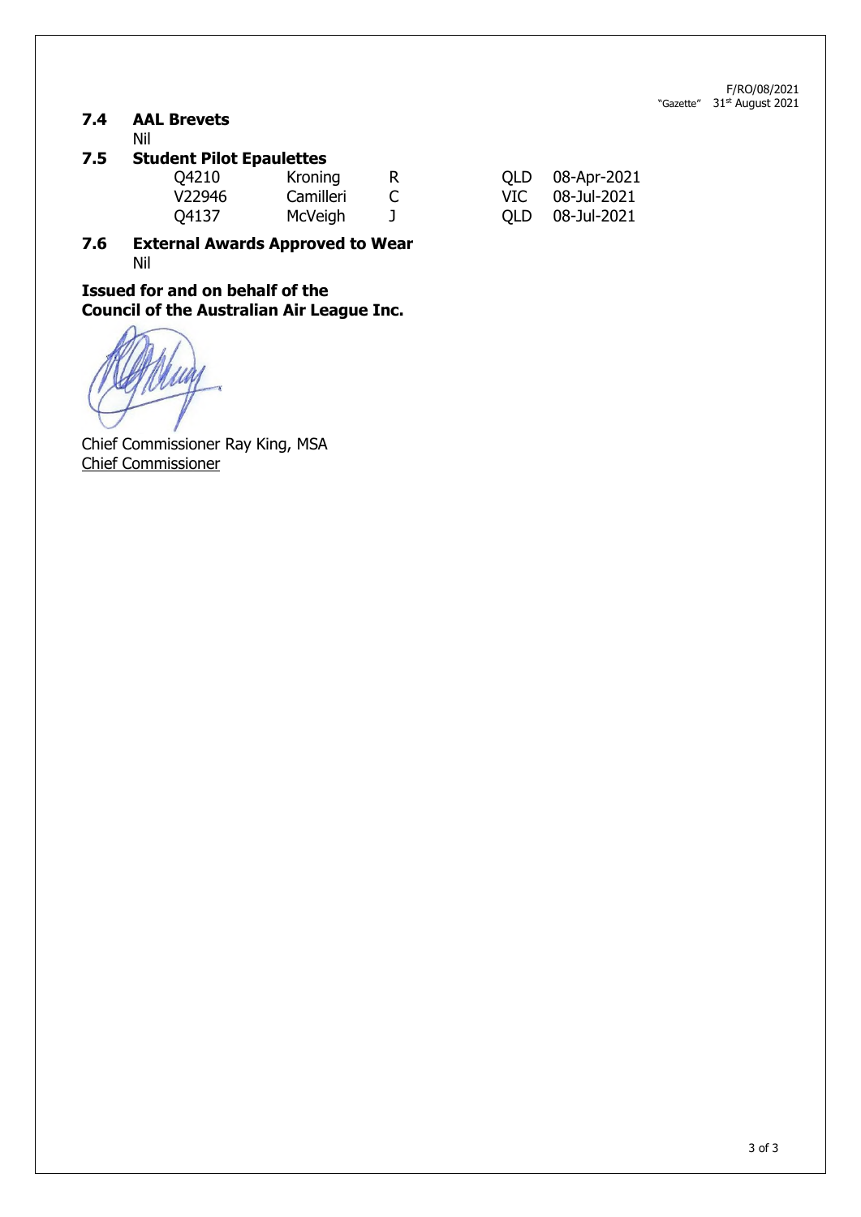### 7.4 AAL Brevets

Nil

### 7.5 Student Pilot Epaulettes

| | | | | |
|---|---|---|---|---|
| Q4210 | Kroning | R | QLD | 08-Apr-2021 |
| V22946 | Camilleri | C | VIC | 08-Jul-2021 |
| Q4137 | McVeigh | J | QLD | 08-Jul-2021 |

### 7.6 External Awards Approved to Wear

Nil

**Issued for and on behalf of the**
**Council of the Australian Air League Inc.**

Chief Commissioner Ray King, MSA
Chief Commissioner